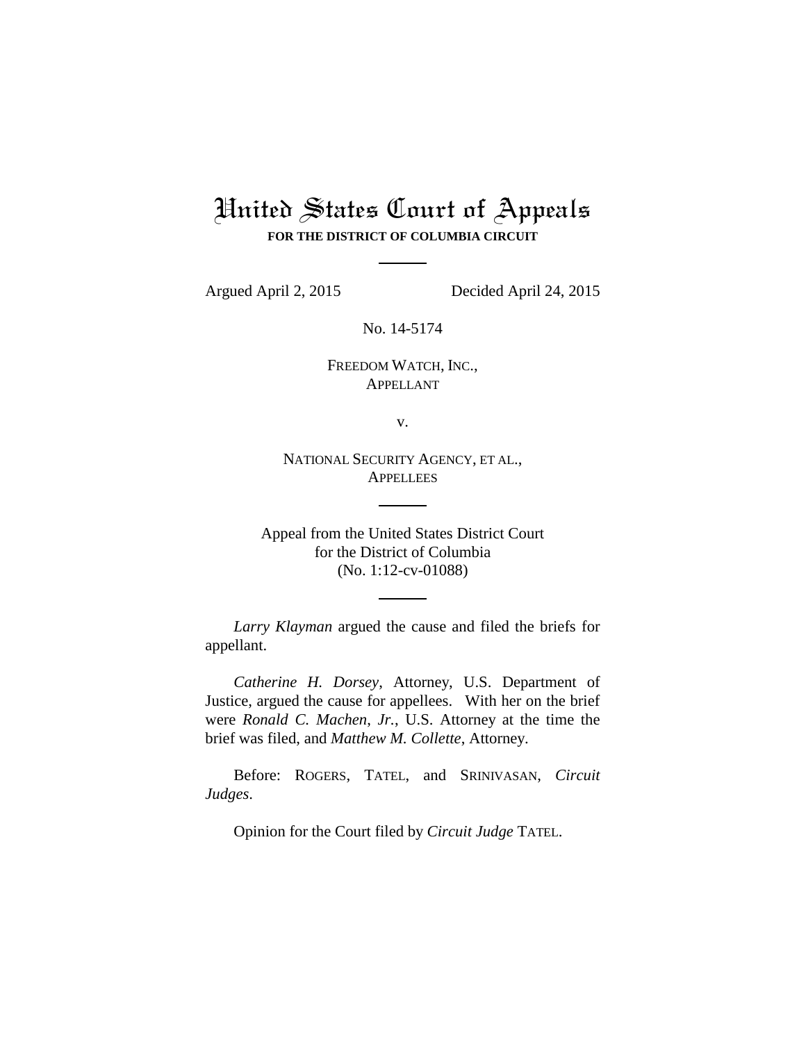# United States Court of Appeals

**FOR THE DISTRICT OF COLUMBIA CIRCUIT**

---

Argued April 2, 2015 Decided April 24, 2015

No. 14-5174

FREEDOM WATCH, INC.,
APPELLANT

v.

NATIONAL SECURITY AGENCY, ET AL.,
APPELLEES

---

Appeal from the United States District Court
for the District of Columbia
(No. 1:12-cv-01088)

---

*Larry Klayman* argued the cause and filed the briefs for appellant.

*Catherine H. Dorsey*, Attorney, U.S. Department of Justice, argued the cause for appellees. With her on the brief were *Ronald C. Machen, Jr.*, U.S. Attorney at the time the brief was filed, and *Matthew M. Collette*, Attorney.

Before: ROGERS, TATEL, and SRINIVASAN, *Circuit Judges*.

Opinion for the Court filed by *Circuit Judge* TATEL.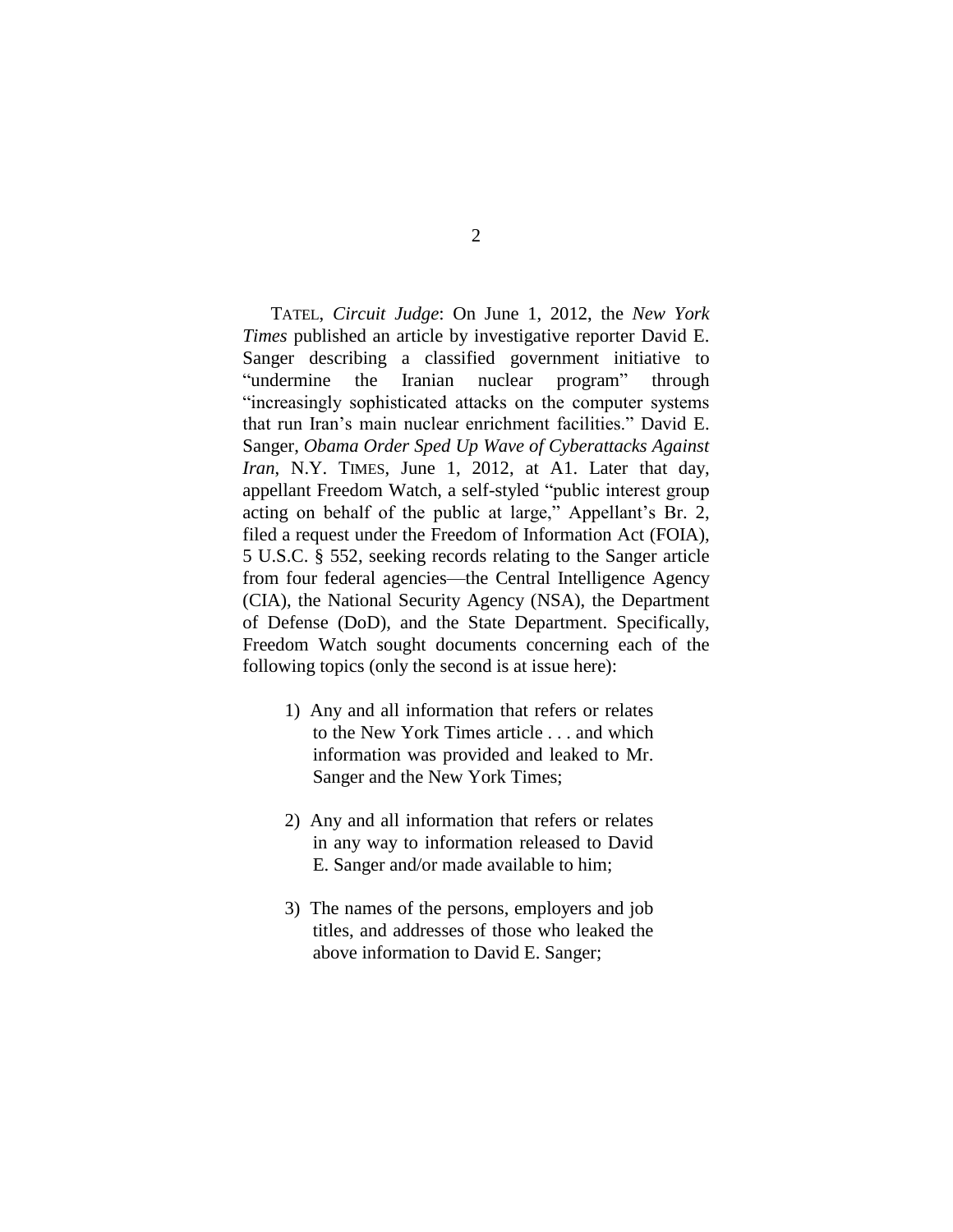TATEL, *Circuit Judge*: On June 1, 2012, the *New York Times* published an article by investigative reporter David E. Sanger describing a classified government initiative to "undermine the Iranian nuclear program" through "increasingly sophisticated attacks on the computer systems that run Iran's main nuclear enrichment facilities." David E. Sanger, *Obama Order Sped Up Wave of Cyberattacks Against Iran*, N.Y. TIMES, June 1, 2012, at A1. Later that day, appellant Freedom Watch, a self-styled "public interest group acting on behalf of the public at large," Appellant's Br. 2, filed a request under the Freedom of Information Act (FOIA), 5 U.S.C. § 552, seeking records relating to the Sanger article from four federal agencies—the Central Intelligence Agency (CIA), the National Security Agency (NSA), the Department of Defense (DoD), and the State Department. Specifically, Freedom Watch sought documents concerning each of the following topics (only the second is at issue here):

1) Any and all information that refers or relates to the New York Times article . . . and which information was provided and leaked to Mr. Sanger and the New York Times;

2) Any and all information that refers or relates in any way to information released to David E. Sanger and/or made available to him;

3) The names of the persons, employers and job titles, and addresses of those who leaked the above information to David E. Sanger;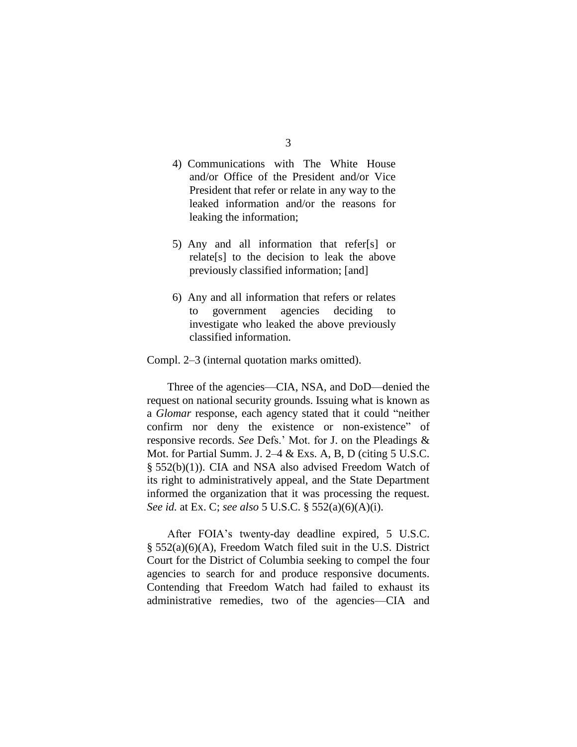> 4) Communications with The White House and/or Office of the President and/or Vice President that refer or relate in any way to the leaked information and/or the reasons for leaking the information;
>
> 5) Any and all information that refer[s] or relate[s] to the decision to leak the above previously classified information; [and]
>
> 6) Any and all information that refers or relates to government agencies deciding to investigate who leaked the above previously classified information.

Compl. 2–3 (internal quotation marks omitted).

Three of the agencies—CIA, NSA, and DoD—denied the request on national security grounds. Issuing what is known as a *Glomar* response, each agency stated that it could "neither confirm nor deny the existence or non-existence" of responsive records. *See* Defs.' Mot. for J. on the Pleadings & Mot. for Partial Summ. J. 2–4 & Exs. A, B, D (citing 5 U.S.C. § 552(b)(1)). CIA and NSA also advised Freedom Watch of its right to administratively appeal, and the State Department informed the organization that it was processing the request. *See id.* at Ex. C; *see also* 5 U.S.C. § 552(a)(6)(A)(i).

After FOIA's twenty-day deadline expired, 5 U.S.C. § 552(a)(6)(A), Freedom Watch filed suit in the U.S. District Court for the District of Columbia seeking to compel the four agencies to search for and produce responsive documents. Contending that Freedom Watch had failed to exhaust its administrative remedies, two of the agencies—CIA and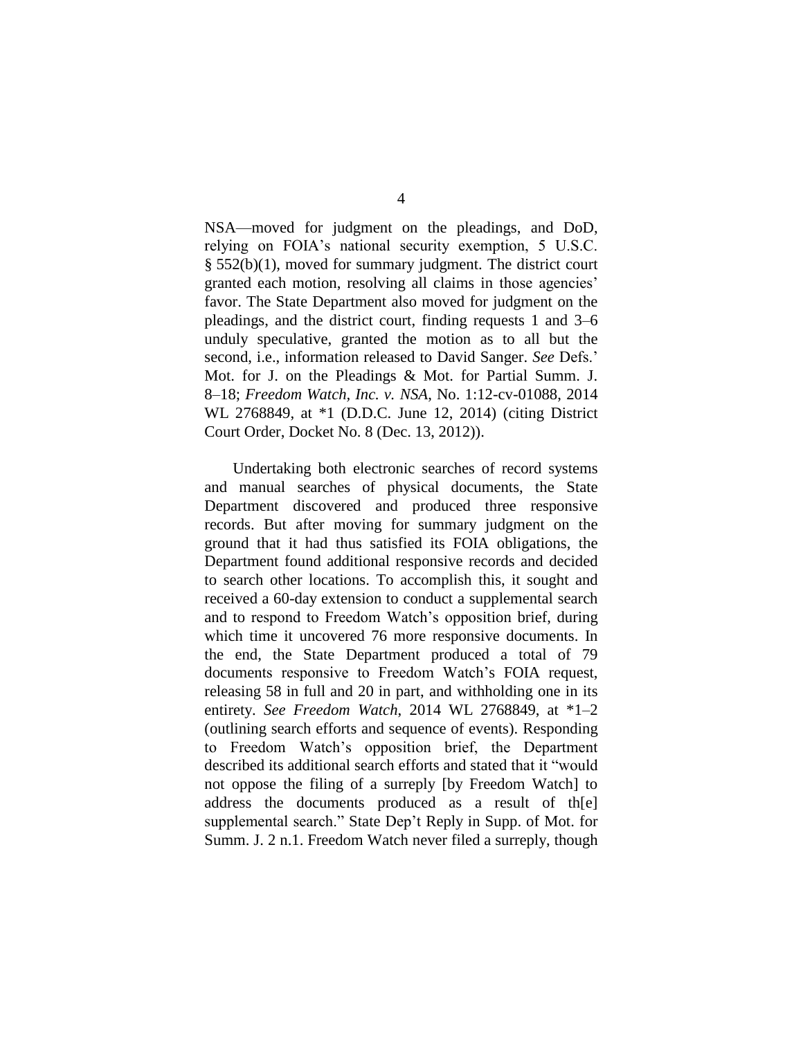NSA—moved for judgment on the pleadings, and DoD, relying on FOIA's national security exemption, 5 U.S.C. § 552(b)(1), moved for summary judgment. The district court granted each motion, resolving all claims in those agencies' favor. The State Department also moved for judgment on the pleadings, and the district court, finding requests 1 and 3–6 unduly speculative, granted the motion as to all but the second, i.e., information released to David Sanger. *See* Defs.' Mot. for J. on the Pleadings & Mot. for Partial Summ. J. 8–18; *Freedom Watch, Inc. v. NSA*, No. 1:12-cv-01088, 2014 WL 2768849, at *1 (D.D.C. June 12, 2014) (citing District Court Order, Docket No. 8 (Dec. 13, 2012)).

Undertaking both electronic searches of record systems and manual searches of physical documents, the State Department discovered and produced three responsive records. But after moving for summary judgment on the ground that it had thus satisfied its FOIA obligations, the Department found additional responsive records and decided to search other locations. To accomplish this, it sought and received a 60-day extension to conduct a supplemental search and to respond to Freedom Watch's opposition brief, during which time it uncovered 76 more responsive documents. In the end, the State Department produced a total of 79 documents responsive to Freedom Watch's FOIA request, releasing 58 in full and 20 in part, and withholding one in its entirety. *See Freedom Watch*, 2014 WL 2768849, at *1–2 (outlining search efforts and sequence of events). Responding to Freedom Watch's opposition brief, the Department described its additional search efforts and stated that it "would not oppose the filing of a surreply [by Freedom Watch] to address the documents produced as a result of th[e] supplemental search." State Dep't Reply in Supp. of Mot. for Summ. J. 2 n.1. Freedom Watch never filed a surreply, though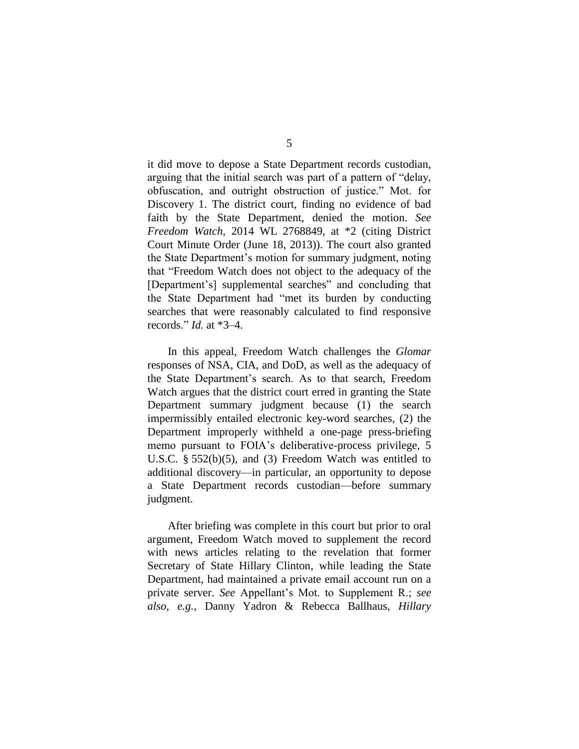it did move to depose a State Department records custodian, arguing that the initial search was part of a pattern of "delay, obfuscation, and outright obstruction of justice." Mot. for Discovery 1. The district court, finding no evidence of bad faith by the State Department, denied the motion. *See Freedom Watch*, 2014 WL 2768849, at *2 (citing District Court Minute Order (June 18, 2013)). The court also granted the State Department's motion for summary judgment, noting that "Freedom Watch does not object to the adequacy of the [Department's] supplemental searches" and concluding that the State Department had "met its burden by conducting searches that were reasonably calculated to find responsive records." *Id.* at *3–4.

In this appeal, Freedom Watch challenges the *Glomar* responses of NSA, CIA, and DoD, as well as the adequacy of the State Department's search. As to that search, Freedom Watch argues that the district court erred in granting the State Department summary judgment because (1) the search impermissibly entailed electronic key-word searches, (2) the Department improperly withheld a one-page press-briefing memo pursuant to FOIA's deliberative-process privilege, 5 U.S.C. § 552(b)(5), and (3) Freedom Watch was entitled to additional discovery—in particular, an opportunity to depose a State Department records custodian—before summary judgment.

After briefing was complete in this court but prior to oral argument, Freedom Watch moved to supplement the record with news articles relating to the revelation that former Secretary of State Hillary Clinton, while leading the State Department, had maintained a private email account run on a private server. *See* Appellant's Mot. to Supplement R.; *see also, e.g.*, Danny Yadron & Rebecca Ballhaus, *Hillary*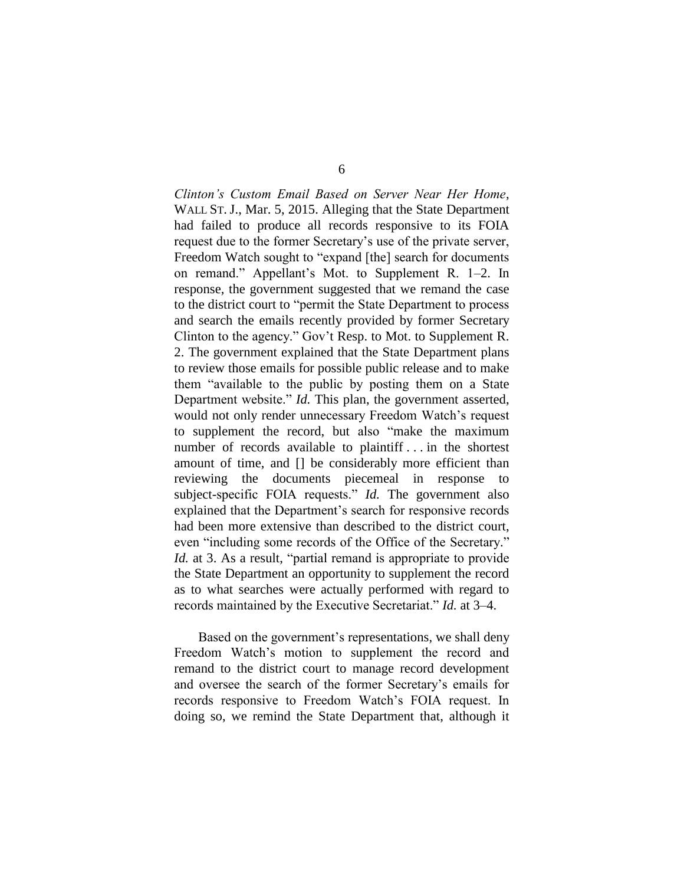*Clinton's Custom Email Based on Server Near Her Home*, WALL ST. J., Mar. 5, 2015. Alleging that the State Department had failed to produce all records responsive to its FOIA request due to the former Secretary's use of the private server, Freedom Watch sought to "expand [the] search for documents on remand." Appellant's Mot. to Supplement R. 1–2. In response, the government suggested that we remand the case to the district court to "permit the State Department to process and search the emails recently provided by former Secretary Clinton to the agency." Gov't Resp. to Mot. to Supplement R. 2. The government explained that the State Department plans to review those emails for possible public release and to make them "available to the public by posting them on a State Department website." *Id.* This plan, the government asserted, would not only render unnecessary Freedom Watch's request to supplement the record, but also "make the maximum number of records available to plaintiff . . . in the shortest amount of time, and [] be considerably more efficient than reviewing the documents piecemeal in response to subject-specific FOIA requests." *Id.* The government also explained that the Department's search for responsive records had been more extensive than described to the district court, even "including some records of the Office of the Secretary." *Id.* at 3. As a result, "partial remand is appropriate to provide the State Department an opportunity to supplement the record as to what searches were actually performed with regard to records maintained by the Executive Secretariat." *Id.* at 3–4.

Based on the government's representations, we shall deny Freedom Watch's motion to supplement the record and remand to the district court to manage record development and oversee the search of the former Secretary's emails for records responsive to Freedom Watch's FOIA request. In doing so, we remind the State Department that, although it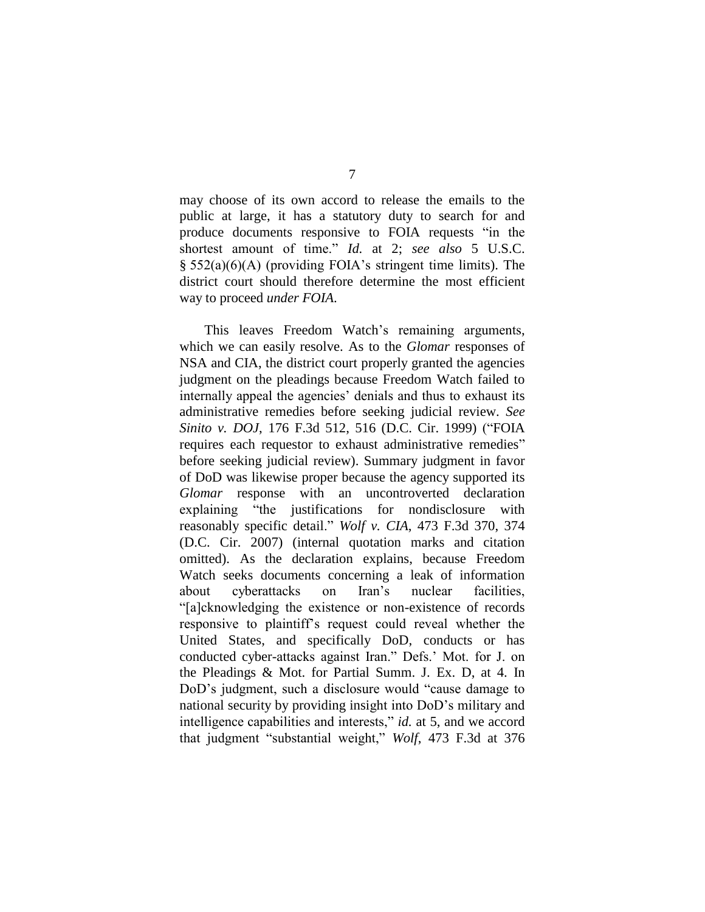may choose of its own accord to release the emails to the public at large, it has a statutory duty to search for and produce documents responsive to FOIA requests "in the shortest amount of time." *Id.* at 2; *see also* 5 U.S.C. § 552(a)(6)(A) (providing FOIA's stringent time limits). The district court should therefore determine the most efficient way to proceed *under FOIA*.

This leaves Freedom Watch's remaining arguments, which we can easily resolve. As to the *Glomar* responses of NSA and CIA, the district court properly granted the agencies judgment on the pleadings because Freedom Watch failed to internally appeal the agencies' denials and thus to exhaust its administrative remedies before seeking judicial review. *See Sinito v. DOJ*, 176 F.3d 512, 516 (D.C. Cir. 1999) ("FOIA requires each requestor to exhaust administrative remedies" before seeking judicial review). Summary judgment in favor of DoD was likewise proper because the agency supported its *Glomar* response with an uncontroverted declaration explaining "the justifications for nondisclosure with reasonably specific detail." *Wolf v. CIA*, 473 F.3d 370, 374 (D.C. Cir. 2007) (internal quotation marks and citation omitted). As the declaration explains, because Freedom Watch seeks documents concerning a leak of information about cyberattacks on Iran's nuclear facilities, "[a]cknowledging the existence or non-existence of records responsive to plaintiff's request could reveal whether the United States, and specifically DoD, conducts or has conducted cyber-attacks against Iran." Defs.' Mot. for J. on the Pleadings & Mot. for Partial Summ. J. Ex. D, at 4. In DoD's judgment, such a disclosure would "cause damage to national security by providing insight into DoD's military and intelligence capabilities and interests," *id.* at 5, and we accord that judgment "substantial weight," *Wolf*, 473 F.3d at 376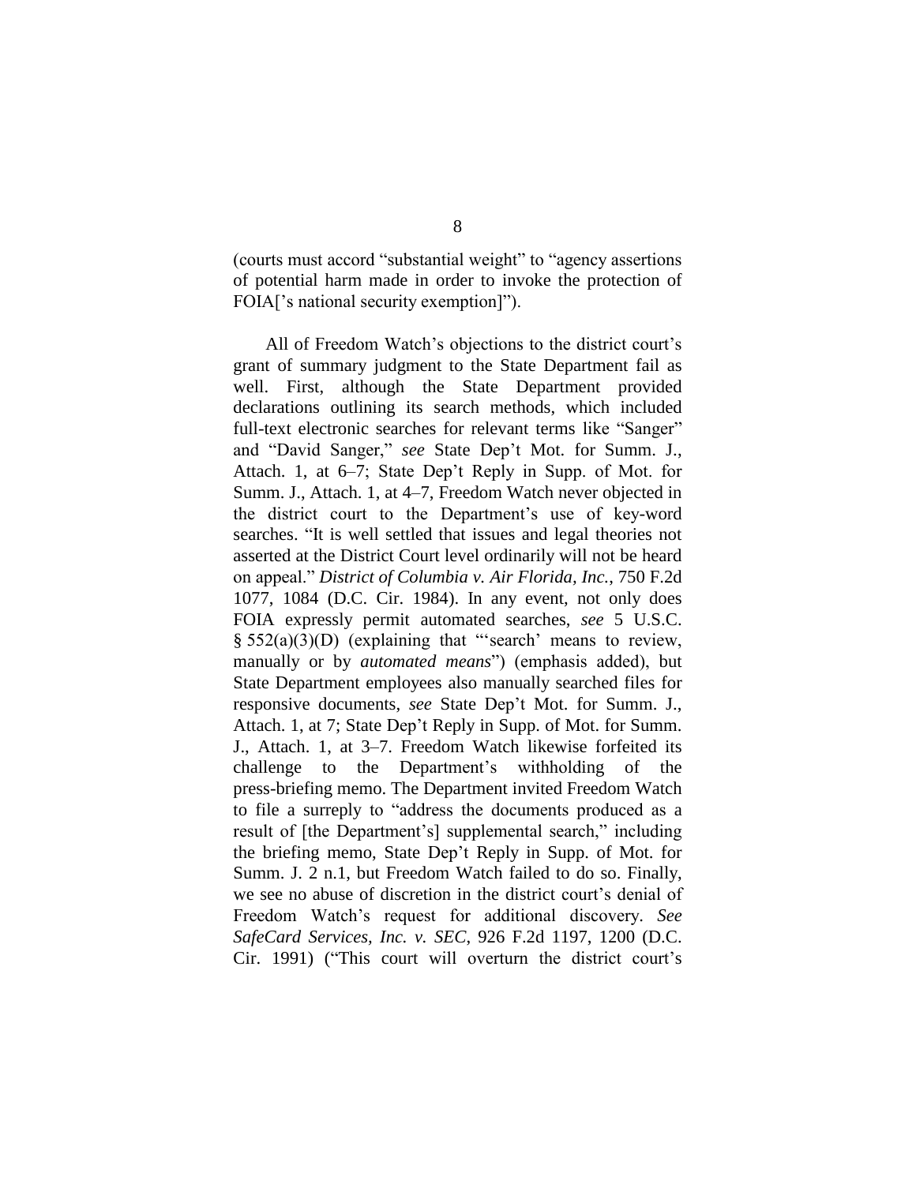(courts must accord "substantial weight" to "agency assertions of potential harm made in order to invoke the protection of FOIA['s national security exemption]").

All of Freedom Watch's objections to the district court's grant of summary judgment to the State Department fail as well. First, although the State Department provided declarations outlining its search methods, which included full-text electronic searches for relevant terms like "Sanger" and "David Sanger," *see* State Dep't Mot. for Summ. J., Attach. 1, at 6–7; State Dep't Reply in Supp. of Mot. for Summ. J., Attach. 1, at 4–7, Freedom Watch never objected in the district court to the Department's use of key-word searches. "It is well settled that issues and legal theories not asserted at the District Court level ordinarily will not be heard on appeal." *District of Columbia v. Air Florida, Inc.*, 750 F.2d 1077, 1084 (D.C. Cir. 1984). In any event, not only does FOIA expressly permit automated searches, *see* 5 U.S.C. § 552(a)(3)(D) (explaining that "'search' means to review, manually or by *automated means*") (emphasis added), but State Department employees also manually searched files for responsive documents, *see* State Dep't Mot. for Summ. J., Attach. 1, at 7; State Dep't Reply in Supp. of Mot. for Summ. J., Attach. 1, at 3–7. Freedom Watch likewise forfeited its challenge to the Department's withholding of the press-briefing memo. The Department invited Freedom Watch to file a surreply to "address the documents produced as a result of [the Department's] supplemental search," including the briefing memo, State Dep't Reply in Supp. of Mot. for Summ. J. 2 n.1, but Freedom Watch failed to do so. Finally, we see no abuse of discretion in the district court's denial of Freedom Watch's request for additional discovery. *See SafeCard Services, Inc. v. SEC*, 926 F.2d 1197, 1200 (D.C. Cir. 1991) ("This court will overturn the district court's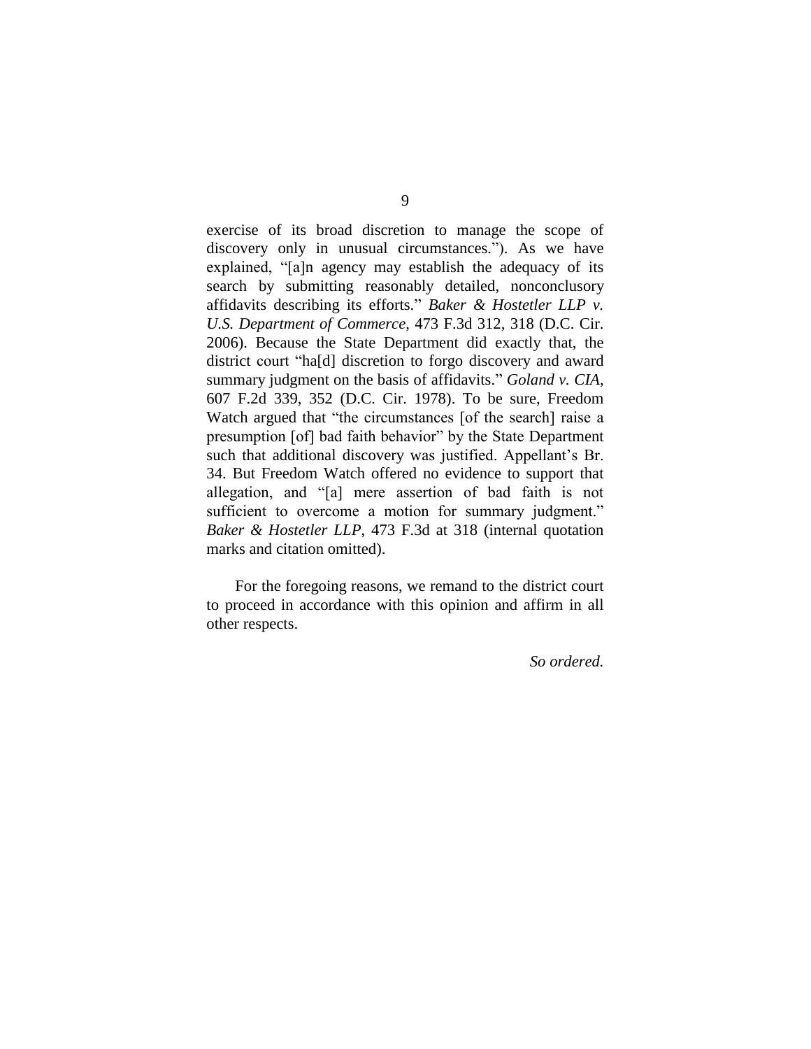exercise of its broad discretion to manage the scope of discovery only in unusual circumstances."). As we have explained, "[a]n agency may establish the adequacy of its search by submitting reasonably detailed, nonconclusory affidavits describing its efforts." *Baker & Hostetler LLP v. U.S. Department of Commerce*, 473 F.3d 312, 318 (D.C. Cir. 2006). Because the State Department did exactly that, the district court "ha[d] discretion to forgo discovery and award summary judgment on the basis of affidavits." *Goland v. CIA*, 607 F.2d 339, 352 (D.C. Cir. 1978). To be sure, Freedom Watch argued that "the circumstances [of the search] raise a presumption [of] bad faith behavior" by the State Department such that additional discovery was justified. Appellant's Br. 34. But Freedom Watch offered no evidence to support that allegation, and "[a] mere assertion of bad faith is not sufficient to overcome a motion for summary judgment." *Baker & Hostetler LLP*, 473 F.3d at 318 (internal quotation marks and citation omitted).

For the foregoing reasons, we remand to the district court to proceed in accordance with this opinion and affirm in all other respects.

*So ordered.*